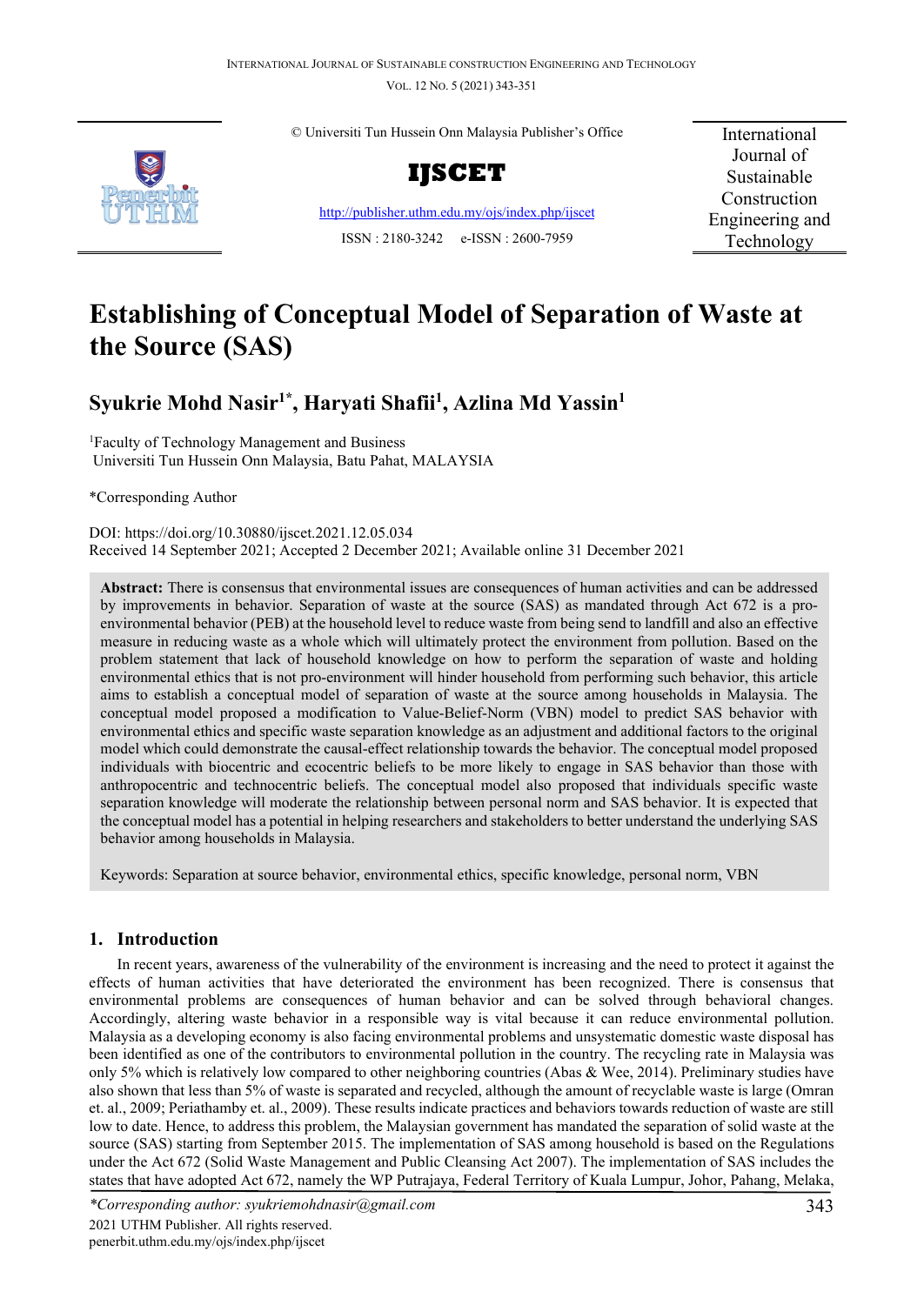© Universiti Tun Hussein Onn Malaysia Publisher's Office

**IJSCET**

http://publisher.uthm.edu.my/ojs/index.php/ijscet

ISSN : 2180-3242 e-ISSN : 2600-7959

International Journal of Sustainable Construction Engineering and Technology

# Establishing of Conceptual Model of Separation of Waste at the Source (SAS)

## Syukrie Mohd Nasir[1*], Haryati Shafii[1], Azlina Md Yassin[1]

[1]Faculty of Technology Management and Business
Universiti Tun Hussein Onn Malaysia, Batu Pahat, MALAYSIA

*Corresponding Author

DOI: https://doi.org/10.30880/ijscet.2021.12.05.034
Received 14 September 2021; Accepted 2 December 2021; Available online 31 December 2021

**Abstract:** There is consensus that environmental issues are consequences of human activities and can be addressed by improvements in behavior. Separation of waste at the source (SAS) as mandated through Act 672 is a pro-environmental behavior (PEB) at the household level to reduce waste from being send to landfill and also an effective measure in reducing waste as a whole which will ultimately protect the environment from pollution. Based on the problem statement that lack of household knowledge on how to perform the separation of waste and holding environmental ethics that is not pro-environment will hinder household from performing such behavior, this article aims to establish a conceptual model of separation of waste at the source among households in Malaysia. The conceptual model proposed a modification to Value-Belief-Norm (VBN) model to predict SAS behavior with environmental ethics and specific waste separation knowledge as an adjustment and additional factors to the original model which could demonstrate the causal-effect relationship towards the behavior. The conceptual model proposed individuals with biocentric and ecocentric beliefs to be more likely to engage in SAS behavior than those with anthropocentric and technocentric beliefs. The conceptual model also proposed that individuals specific waste separation knowledge will moderate the relationship between personal norm and SAS behavior. It is expected that the conceptual model has a potential in helping researchers and stakeholders to better understand the underlying SAS behavior among households in Malaysia.

Keywords: Separation at source behavior, environmental ethics, specific knowledge, personal norm, VBN

## 1. Introduction

In recent years, awareness of the vulnerability of the environment is increasing and the need to protect it against the effects of human activities that have deteriorated the environment has been recognized. There is consensus that environmental problems are consequences of human behavior and can be solved through behavioral changes. Accordingly, altering waste behavior in a responsible way is vital because it can reduce environmental pollution. Malaysia as a developing economy is also facing environmental problems and unsystematic domestic waste disposal has been identified as one of the contributors to environmental pollution in the country. The recycling rate in Malaysia was only 5% which is relatively low compared to other neighboring countries (Abas & Wee, 2014). Preliminary studies have also shown that less than 5% of waste is separated and recycled, although the amount of recyclable waste is large (Omran et. al., 2009; Periathamby et. al., 2009). These results indicate practices and behaviors towards reduction of waste are still low to date. Hence, to address this problem, the Malaysian government has mandated the separation of solid waste at the source (SAS) starting from September 2015. The implementation of SAS among household is based on the Regulations under the Act 672 (Solid Waste Management and Public Cleansing Act 2007). The implementation of SAS includes the states that have adopted Act 672, namely the WP Putrajaya, Federal Territory of Kuala Lumpur, Johor, Pahang, Melaka,

*Corresponding author: syukriemohdnasir@gmail.com
2021 UTHM Publisher. All rights reserved.
penerbit.uthm.edu.my/ojs/index.php/ijscet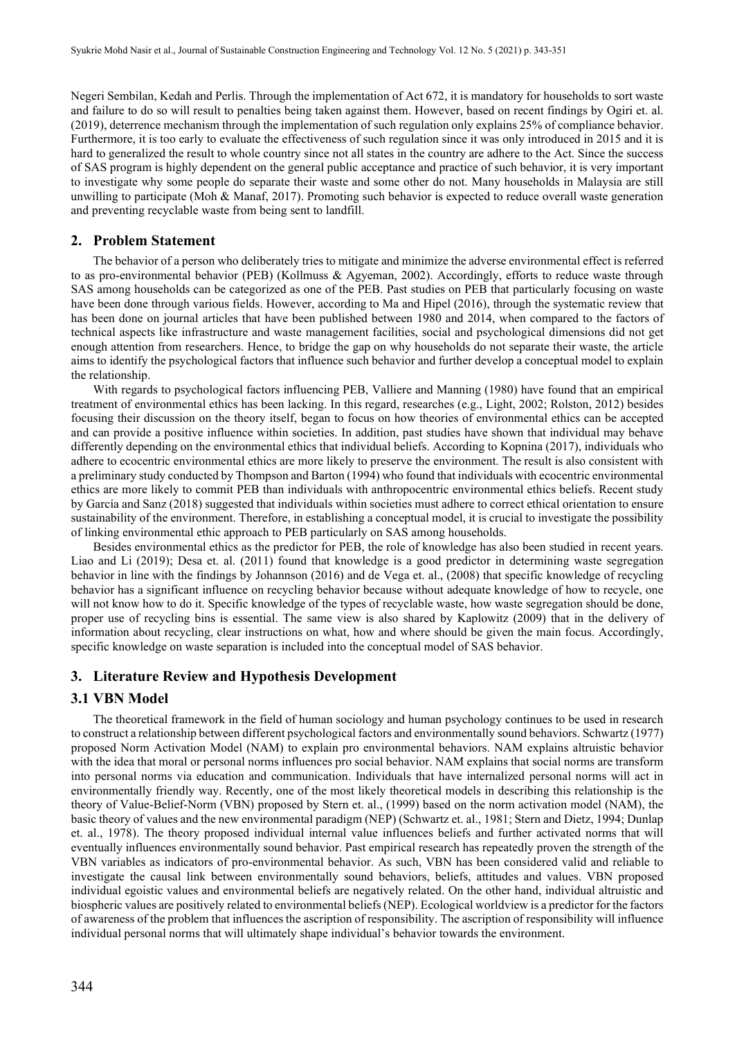Negeri Sembilan, Kedah and Perlis. Through the implementation of Act 672, it is mandatory for households to sort waste and failure to do so will result to penalties being taken against them. However, based on recent findings by Ogiri et. al. (2019), deterrence mechanism through the implementation of such regulation only explains 25% of compliance behavior. Furthermore, it is too early to evaluate the effectiveness of such regulation since it was only introduced in 2015 and it is hard to generalized the result to whole country since not all states in the country are adhere to the Act. Since the success of SAS program is highly dependent on the general public acceptance and practice of such behavior, it is very important to investigate why some people do separate their waste and some other do not. Many households in Malaysia are still unwilling to participate (Moh & Manaf, 2017). Promoting such behavior is expected to reduce overall waste generation and preventing recyclable waste from being sent to landfill.

## 2. Problem Statement

The behavior of a person who deliberately tries to mitigate and minimize the adverse environmental effect is referred to as pro-environmental behavior (PEB) (Kollmuss & Agyeman, 2002). Accordingly, efforts to reduce waste through SAS among households can be categorized as one of the PEB. Past studies on PEB that particularly focusing on waste have been done through various fields. However, according to Ma and Hipel (2016), through the systematic review that has been done on journal articles that have been published between 1980 and 2014, when compared to the factors of technical aspects like infrastructure and waste management facilities, social and psychological dimensions did not get enough attention from researchers. Hence, to bridge the gap on why households do not separate their waste, the article aims to identify the psychological factors that influence such behavior and further develop a conceptual model to explain the relationship.

With regards to psychological factors influencing PEB, Valliere and Manning (1980) have found that an empirical treatment of environmental ethics has been lacking. In this regard, researches (e.g., Light, 2002; Rolston, 2012) besides focusing their discussion on the theory itself, began to focus on how theories of environmental ethics can be accepted and can provide a positive influence within societies. In addition, past studies have shown that individual may behave differently depending on the environmental ethics that individual beliefs. According to Kopnina (2017), individuals who adhere to ecocentric environmental ethics are more likely to preserve the environment. The result is also consistent with a preliminary study conducted by Thompson and Barton (1994) who found that individuals with ecocentric environmental ethics are more likely to commit PEB than individuals with anthropocentric environmental ethics beliefs. Recent study by García and Sanz (2018) suggested that individuals within societies must adhere to correct ethical orientation to ensure sustainability of the environment. Therefore, in establishing a conceptual model, it is crucial to investigate the possibility of linking environmental ethic approach to PEB particularly on SAS among households.

Besides environmental ethics as the predictor for PEB, the role of knowledge has also been studied in recent years. Liao and Li (2019); Desa et. al. (2011) found that knowledge is a good predictor in determining waste segregation behavior in line with the findings by Johannson (2016) and de Vega et. al., (2008) that specific knowledge of recycling behavior has a significant influence on recycling behavior because without adequate knowledge of how to recycle, one will not know how to do it. Specific knowledge of the types of recyclable waste, how waste segregation should be done, proper use of recycling bins is essential. The same view is also shared by Kaplowitz (2009) that in the delivery of information about recycling, clear instructions on what, how and where should be given the main focus. Accordingly, specific knowledge on waste separation is included into the conceptual model of SAS behavior.

## 3. Literature Review and Hypothesis Development

### 3.1 VBN Model

The theoretical framework in the field of human sociology and human psychology continues to be used in research to construct a relationship between different psychological factors and environmentally sound behaviors. Schwartz (1977) proposed Norm Activation Model (NAM) to explain pro environmental behaviors. NAM explains altruistic behavior with the idea that moral or personal norms influences pro social behavior. NAM explains that social norms are transform into personal norms via education and communication. Individuals that have internalized personal norms will act in environmentally friendly way. Recently, one of the most likely theoretical models in describing this relationship is the theory of Value-Belief-Norm (VBN) proposed by Stern et. al., (1999) based on the norm activation model (NAM), the basic theory of values and the new environmental paradigm (NEP) (Schwartz et. al., 1981; Stern and Dietz, 1994; Dunlap et. al., 1978). The theory proposed individual internal value influences beliefs and further activated norms that will eventually influences environmentally sound behavior. Past empirical research has repeatedly proven the strength of the VBN variables as indicators of pro-environmental behavior. As such, VBN has been considered valid and reliable to investigate the causal link between environmentally sound behaviors, beliefs, attitudes and values. VBN proposed individual egoistic values and environmental beliefs are negatively related. On the other hand, individual altruistic and biospheric values are positively related to environmental beliefs (NEP). Ecological worldview is a predictor for the factors of awareness of the problem that influences the ascription of responsibility. The ascription of responsibility will influence individual personal norms that will ultimately shape individual's behavior towards the environment.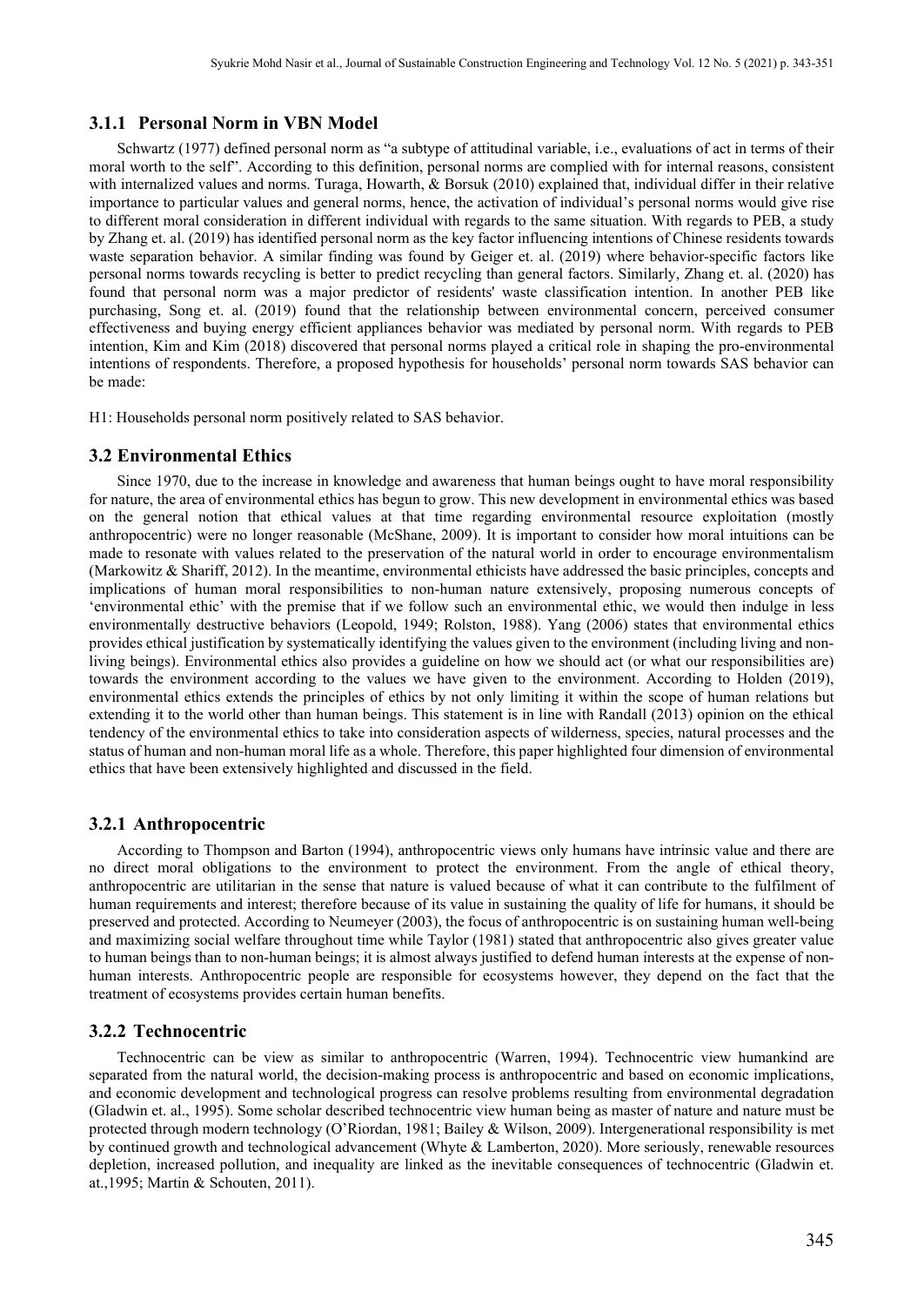### 3.1.1 Personal Norm in VBN Model

Schwartz (1977) defined personal norm as "a subtype of attitudinal variable, i.e., evaluations of act in terms of their moral worth to the self". According to this definition, personal norms are complied with for internal reasons, consistent with internalized values and norms. Turaga, Howarth, & Borsuk (2010) explained that, individual differ in their relative importance to particular values and general norms, hence, the activation of individual's personal norms would give rise to different moral consideration in different individual with regards to the same situation. With regards to PEB, a study by Zhang et. al. (2019) has identified personal norm as the key factor influencing intentions of Chinese residents towards waste separation behavior. A similar finding was found by Geiger et. al. (2019) where behavior-specific factors like personal norms towards recycling is better to predict recycling than general factors. Similarly, Zhang et. al. (2020) has found that personal norm was a major predictor of residents' waste classification intention. In another PEB like purchasing, Song et. al. (2019) found that the relationship between environmental concern, perceived consumer effectiveness and buying energy efficient appliances behavior was mediated by personal norm. With regards to PEB intention, Kim and Kim (2018) discovered that personal norms played a critical role in shaping the pro-environmental intentions of respondents. Therefore, a proposed hypothesis for households' personal norm towards SAS behavior can be made:

H1: Households personal norm positively related to SAS behavior.

## 3.2 Environmental Ethics

Since 1970, due to the increase in knowledge and awareness that human beings ought to have moral responsibility for nature, the area of environmental ethics has begun to grow. This new development in environmental ethics was based on the general notion that ethical values at that time regarding environmental resource exploitation (mostly anthropocentric) were no longer reasonable (McShane, 2009). It is important to consider how moral intuitions can be made to resonate with values related to the preservation of the natural world in order to encourage environmentalism (Markowitz & Shariff, 2012). In the meantime, environmental ethicists have addressed the basic principles, concepts and implications of human moral responsibilities to non-human nature extensively, proposing numerous concepts of 'environmental ethic' with the premise that if we follow such an environmental ethic, we would then indulge in less environmentally destructive behaviors (Leopold, 1949; Rolston, 1988). Yang (2006) states that environmental ethics provides ethical justification by systematically identifying the values given to the environment (including living and non-living beings). Environmental ethics also provides a guideline on how we should act (or what our responsibilities are) towards the environment according to the values we have given to the environment. According to Holden (2019), environmental ethics extends the principles of ethics by not only limiting it within the scope of human relations but extending it to the world other than human beings. This statement is in line with Randall (2013) opinion on the ethical tendency of the environmental ethics to take into consideration aspects of wilderness, species, natural processes and the status of human and non-human moral life as a whole. Therefore, this paper highlighted four dimension of environmental ethics that have been extensively highlighted and discussed in the field.

### 3.2.1 Anthropocentric

According to Thompson and Barton (1994), anthropocentric views only humans have intrinsic value and there are no direct moral obligations to the environment to protect the environment. From the angle of ethical theory, anthropocentric are utilitarian in the sense that nature is valued because of what it can contribute to the fulfilment of human requirements and interest; therefore because of its value in sustaining the quality of life for humans, it should be preserved and protected. According to Neumeyer (2003), the focus of anthropocentric is on sustaining human well-being and maximizing social welfare throughout time while Taylor (1981) stated that anthropocentric also gives greater value to human beings than to non-human beings; it is almost always justified to defend human interests at the expense of non-human interests. Anthropocentric people are responsible for ecosystems however, they depend on the fact that the treatment of ecosystems provides certain human benefits.

### 3.2.2 Technocentric

Technocentric can be view as similar to anthropocentric (Warren, 1994). Technocentric view humankind are separated from the natural world, the decision-making process is anthropocentric and based on economic implications, and economic development and technological progress can resolve problems resulting from environmental degradation (Gladwin et. al., 1995). Some scholar described technocentric view human being as master of nature and nature must be protected through modern technology (O'Riordan, 1981; Bailey & Wilson, 2009). Intergenerational responsibility is met by continued growth and technological advancement (Whyte & Lamberton, 2020). More seriously, renewable resources depletion, increased pollution, and inequality are linked as the inevitable consequences of technocentric (Gladwin et. at.,1995; Martin & Schouten, 2011).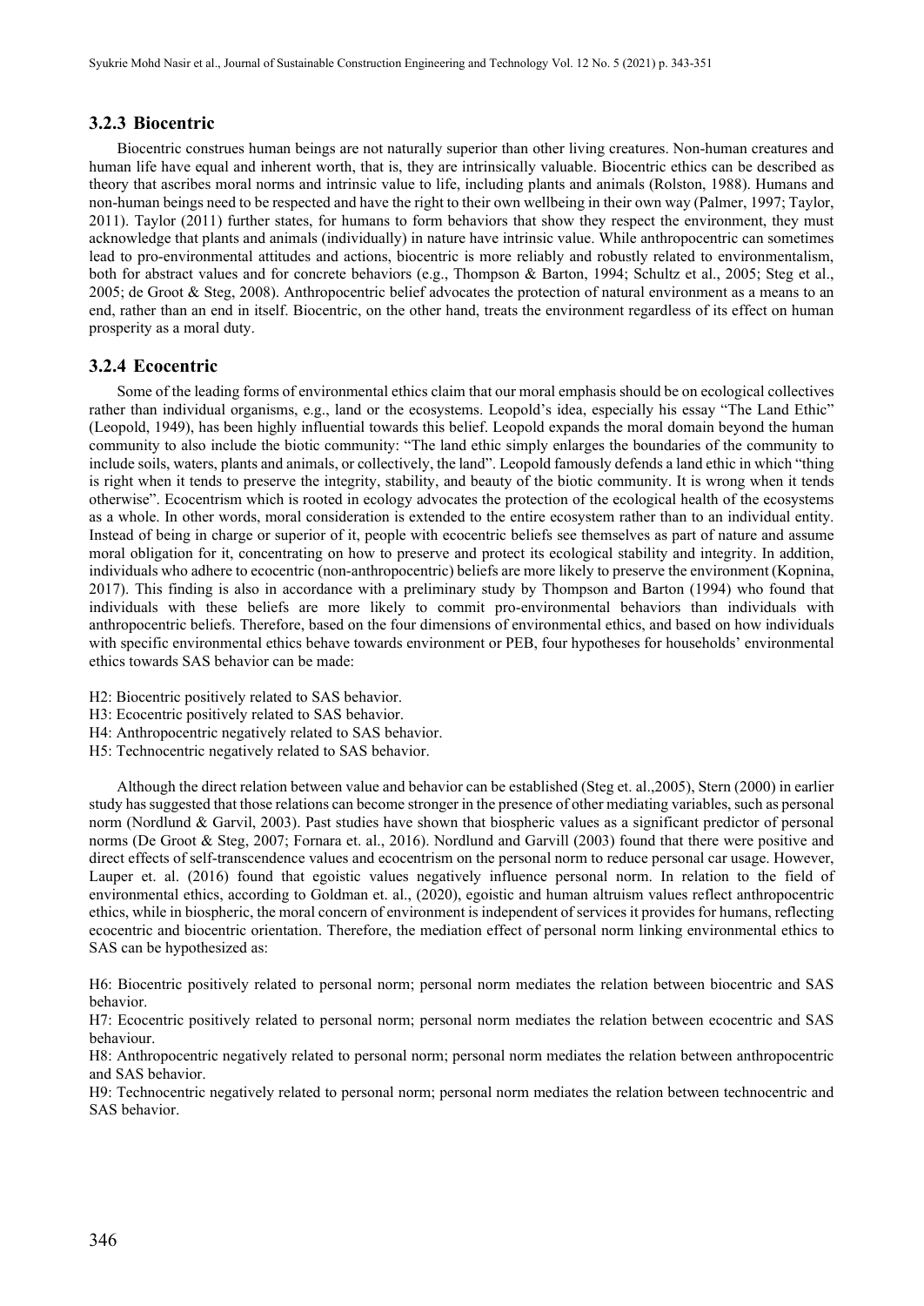### 3.2.3 Biocentric

Biocentric construes human beings are not naturally superior than other living creatures. Non-human creatures and human life have equal and inherent worth, that is, they are intrinsically valuable. Biocentric ethics can be described as theory that ascribes moral norms and intrinsic value to life, including plants and animals (Rolston, 1988). Humans and non-human beings need to be respected and have the right to their own wellbeing in their own way (Palmer, 1997; Taylor, 2011). Taylor (2011) further states, for humans to form behaviors that show they respect the environment, they must acknowledge that plants and animals (individually) in nature have intrinsic value. While anthropocentric can sometimes lead to pro-environmental attitudes and actions, biocentric is more reliably and robustly related to environmentalism, both for abstract values and for concrete behaviors (e.g., Thompson & Barton, 1994; Schultz et al., 2005; Steg et al., 2005; de Groot & Steg, 2008). Anthropocentric belief advocates the protection of natural environment as a means to an end, rather than an end in itself. Biocentric, on the other hand, treats the environment regardless of its effect on human prosperity as a moral duty.

### 3.2.4 Ecocentric

Some of the leading forms of environmental ethics claim that our moral emphasis should be on ecological collectives rather than individual organisms, e.g., land or the ecosystems. Leopold's idea, especially his essay "The Land Ethic" (Leopold, 1949), has been highly influential towards this belief. Leopold expands the moral domain beyond the human community to also include the biotic community: "The land ethic simply enlarges the boundaries of the community to include soils, waters, plants and animals, or collectively, the land". Leopold famously defends a land ethic in which "thing is right when it tends to preserve the integrity, stability, and beauty of the biotic community. It is wrong when it tends otherwise". Ecocentrism which is rooted in ecology advocates the protection of the ecological health of the ecosystems as a whole. In other words, moral consideration is extended to the entire ecosystem rather than to an individual entity. Instead of being in charge or superior of it, people with ecocentric beliefs see themselves as part of nature and assume moral obligation for it, concentrating on how to preserve and protect its ecological stability and integrity. In addition, individuals who adhere to ecocentric (non-anthropocentric) beliefs are more likely to preserve the environment (Kopnina, 2017). This finding is also in accordance with a preliminary study by Thompson and Barton (1994) who found that individuals with these beliefs are more likely to commit pro-environmental behaviors than individuals with anthropocentric beliefs. Therefore, based on the four dimensions of environmental ethics, and based on how individuals with specific environmental ethics behave towards environment or PEB, four hypotheses for households' environmental ethics towards SAS behavior can be made:

H2: Biocentric positively related to SAS behavior.
H3: Ecocentric positively related to SAS behavior.
H4: Anthropocentric negatively related to SAS behavior.
H5: Technocentric negatively related to SAS behavior.

Although the direct relation between value and behavior can be established (Steg et. al.,2005), Stern (2000) in earlier study has suggested that those relations can become stronger in the presence of other mediating variables, such as personal norm (Nordlund & Garvil, 2003). Past studies have shown that biospheric values as a significant predictor of personal norms (De Groot & Steg, 2007; Fornara et. al., 2016). Nordlund and Garvill (2003) found that there were positive and direct effects of self-transcendence values and ecocentrism on the personal norm to reduce personal car usage. However, Lauper et. al. (2016) found that egoistic values negatively influence personal norm. In relation to the field of environmental ethics, according to Goldman et. al., (2020), egoistic and human altruism values reflect anthropocentric ethics, while in biospheric, the moral concern of environment is independent of services it provides for humans, reflecting ecocentric and biocentric orientation. Therefore, the mediation effect of personal norm linking environmental ethics to SAS can be hypothesized as:

H6: Biocentric positively related to personal norm; personal norm mediates the relation between biocentric and SAS behavior.
H7: Ecocentric positively related to personal norm; personal norm mediates the relation between ecocentric and SAS behaviour.
H8: Anthropocentric negatively related to personal norm; personal norm mediates the relation between anthropocentric and SAS behavior.
H9: Technocentric negatively related to personal norm; personal norm mediates the relation between technocentric and SAS behavior.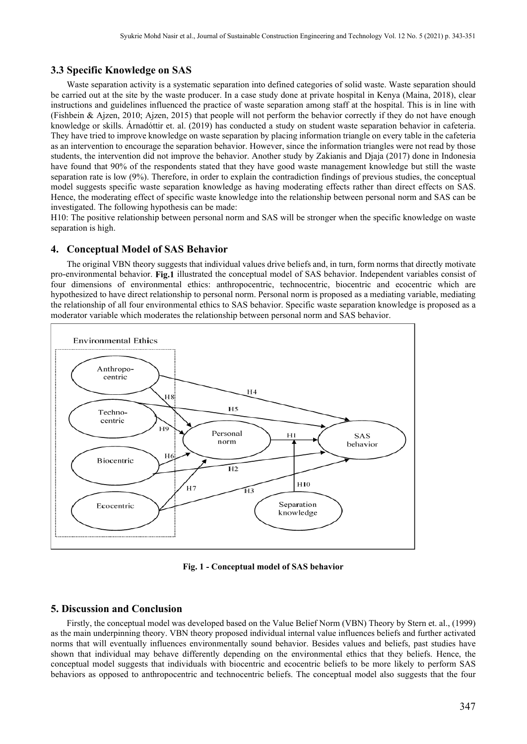### 3.3 Specific Knowledge on SAS

Waste separation activity is a systematic separation into defined categories of solid waste. Waste separation should be carried out at the site by the waste producer. In a case study done at private hospital in Kenya (Maina, 2018), clear instructions and guidelines influenced the practice of waste separation among staff at the hospital. This is in line with (Fishbein & Ajzen, 2010; Ajzen, 2015) that people will not perform the behavior correctly if they do not have enough knowledge or skills. Árnadóttir et. al. (2019) has conducted a study on student waste separation behavior in cafeteria. They have tried to improve knowledge on waste separation by placing information triangle on every table in the cafeteria as an intervention to encourage the separation behavior. However, since the information triangles were not read by those students, the intervention did not improve the behavior. Another study by Zakianis and Djaja (2017) done in Indonesia have found that 90% of the respondents stated that they have good waste management knowledge but still the waste separation rate is low (9%). Therefore, in order to explain the contradiction findings of previous studies, the conceptual model suggests specific waste separation knowledge as having moderating effects rather than direct effects on SAS. Hence, the moderating effect of specific waste knowledge into the relationship between personal norm and SAS can be investigated. The following hypothesis can be made:

H10: The positive relationship between personal norm and SAS will be stronger when the specific knowledge on waste separation is high.

## 4. Conceptual Model of SAS Behavior

The original VBN theory suggests that individual values drive beliefs and, in turn, form norms that directly motivate pro-environmental behavior. **Fig.1** illustrated the conceptual model of SAS behavior. Independent variables consist of four dimensions of environmental ethics: anthropocentric, technocentric, biocentric and ecocentric which are hypothesized to have direct relationship to personal norm. Personal norm is proposed as a mediating variable, mediating the relationship of all four environmental ethics to SAS behavior. Specific waste separation knowledge is proposed as a moderator variable which moderates the relationship between personal norm and SAS behavior.

**Fig. 1 - Conceptual model of SAS behavior**

## 5. Discussion and Conclusion

Firstly, the conceptual model was developed based on the Value Belief Norm (VBN) Theory by Stern et. al., (1999) as the main underpinning theory. VBN theory proposed individual internal value influences beliefs and further activated norms that will eventually influences environmentally sound behavior. Besides values and beliefs, past studies have shown that individual may behave differently depending on the environmental ethics that they beliefs. Hence, the conceptual model suggests that individuals with biocentric and ecocentric beliefs to be more likely to perform SAS behaviors as opposed to anthropocentric and technocentric beliefs. The conceptual model also suggests that the four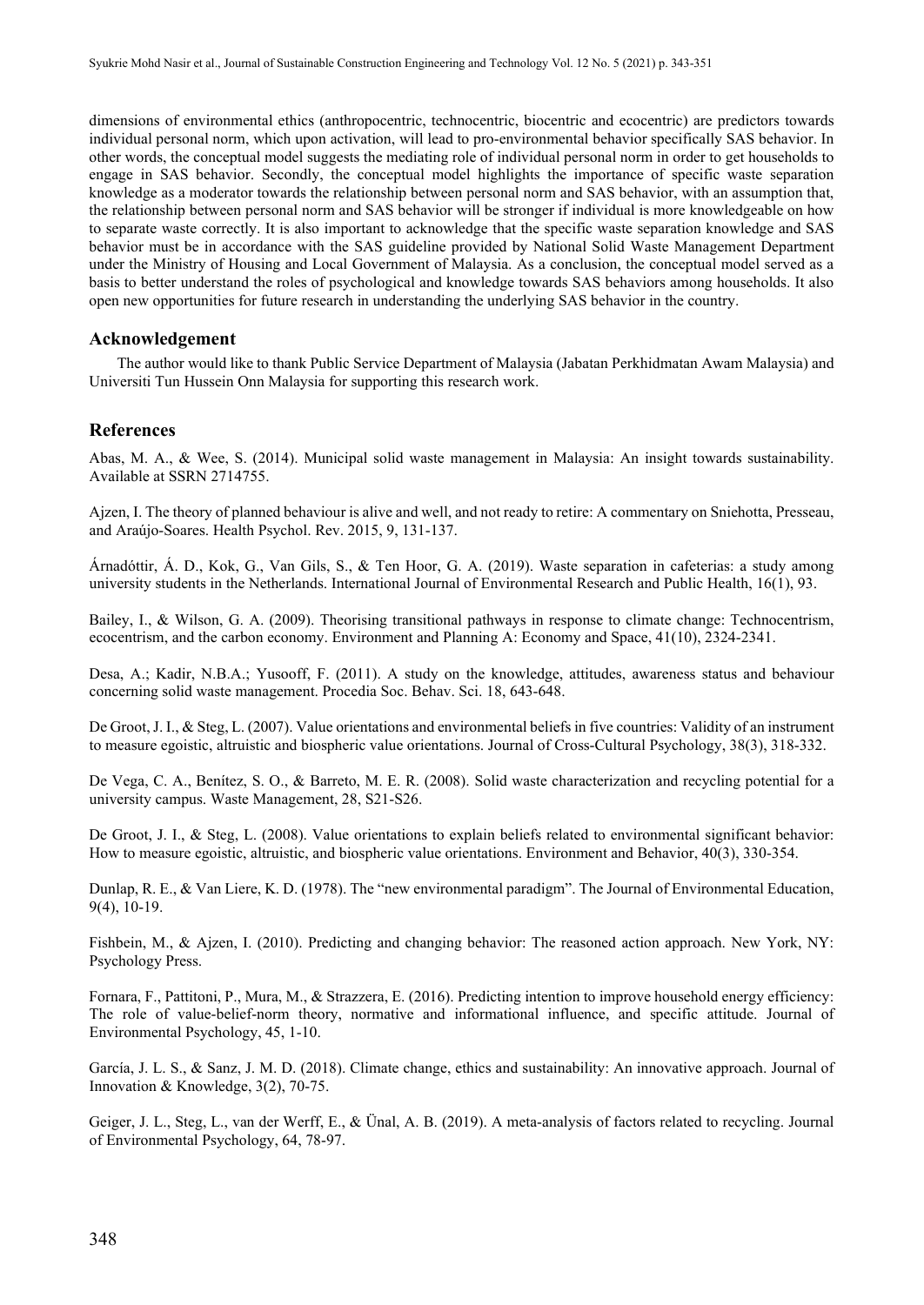dimensions of environmental ethics (anthropocentric, technocentric, biocentric and ecocentric) are predictors towards individual personal norm, which upon activation, will lead to pro-environmental behavior specifically SAS behavior. In other words, the conceptual model suggests the mediating role of individual personal norm in order to get households to engage in SAS behavior. Secondly, the conceptual model highlights the importance of specific waste separation knowledge as a moderator towards the relationship between personal norm and SAS behavior, with an assumption that, the relationship between personal norm and SAS behavior will be stronger if individual is more knowledgeable on how to separate waste correctly. It is also important to acknowledge that the specific waste separation knowledge and SAS behavior must be in accordance with the SAS guideline provided by National Solid Waste Management Department under the Ministry of Housing and Local Government of Malaysia. As a conclusion, the conceptual model served as a basis to better understand the roles of psychological and knowledge towards SAS behaviors among households. It also open new opportunities for future research in understanding the underlying SAS behavior in the country.

## Acknowledgement

The author would like to thank Public Service Department of Malaysia (Jabatan Perkhidmatan Awam Malaysia) and Universiti Tun Hussein Onn Malaysia for supporting this research work.

## References

Abas, M. A., & Wee, S. (2014). Municipal solid waste management in Malaysia: An insight towards sustainability. Available at SSRN 2714755.

Ajzen, I. The theory of planned behaviour is alive and well, and not ready to retire: A commentary on Sniehotta, Presseau, and Araújo-Soares. Health Psychol. Rev. 2015, 9, 131-137.

Árnadóttir, Á. D., Kok, G., Van Gils, S., & Ten Hoor, G. A. (2019). Waste separation in cafeterias: a study among university students in the Netherlands. International Journal of Environmental Research and Public Health, 16(1), 93.

Bailey, I., & Wilson, G. A. (2009). Theorising transitional pathways in response to climate change: Technocentrism, ecocentrism, and the carbon economy. Environment and Planning A: Economy and Space, 41(10), 2324-2341.

Desa, A.; Kadir, N.B.A.; Yusooff, F. (2011). A study on the knowledge, attitudes, awareness status and behaviour concerning solid waste management. Procedia Soc. Behav. Sci. 18, 643-648.

De Groot, J. I., & Steg, L. (2007). Value orientations and environmental beliefs in five countries: Validity of an instrument to measure egoistic, altruistic and biospheric value orientations. Journal of Cross-Cultural Psychology, 38(3), 318-332.

De Vega, C. A., Benítez, S. O., & Barreto, M. E. R. (2008). Solid waste characterization and recycling potential for a university campus. Waste Management, 28, S21-S26.

De Groot, J. I., & Steg, L. (2008). Value orientations to explain beliefs related to environmental significant behavior: How to measure egoistic, altruistic, and biospheric value orientations. Environment and Behavior, 40(3), 330-354.

Dunlap, R. E., & Van Liere, K. D. (1978). The "new environmental paradigm". The Journal of Environmental Education, 9(4), 10-19.

Fishbein, M., & Ajzen, I. (2010). Predicting and changing behavior: The reasoned action approach. New York, NY: Psychology Press.

Fornara, F., Pattitoni, P., Mura, M., & Strazzera, E. (2016). Predicting intention to improve household energy efficiency: The role of value-belief-norm theory, normative and informational influence, and specific attitude. Journal of Environmental Psychology, 45, 1-10.

García, J. L. S., & Sanz, J. M. D. (2018). Climate change, ethics and sustainability: An innovative approach. Journal of Innovation & Knowledge, 3(2), 70-75.

Geiger, J. L., Steg, L., van der Werff, E., & Ünal, A. B. (2019). A meta-analysis of factors related to recycling. Journal of Environmental Psychology, 64, 78-97.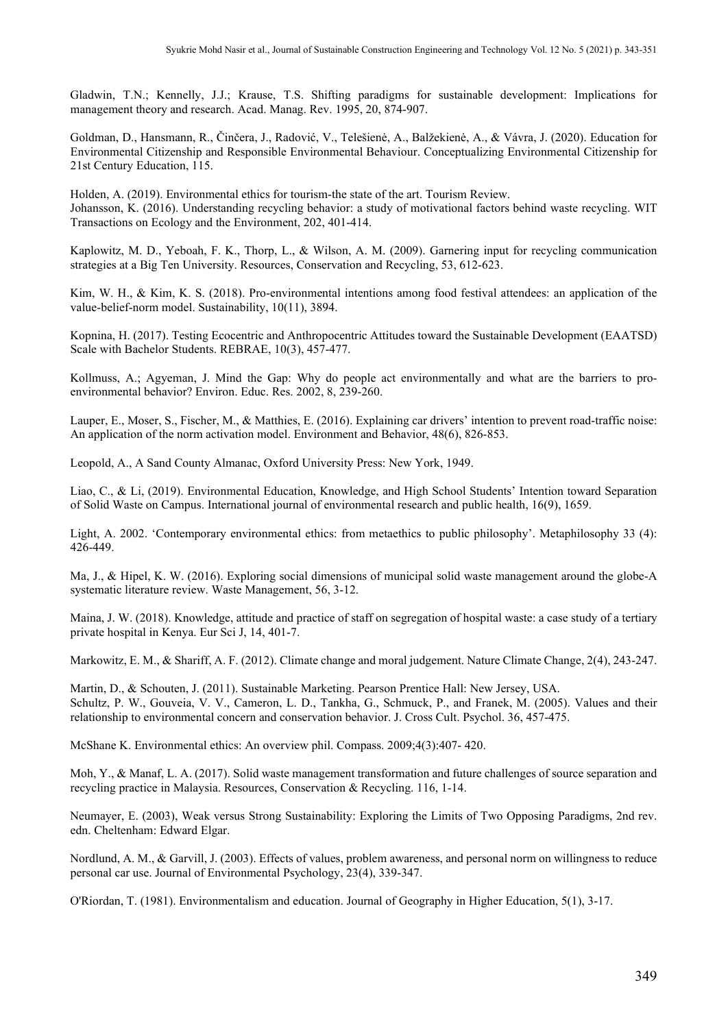Gladwin, T.N.; Kennelly, J.J.; Krause, T.S. Shifting paradigms for sustainable development: Implications for management theory and research. Acad. Manag. Rev. 1995, 20, 874-907.

Goldman, D., Hansmann, R., Činčera, J., Radović, V., Telešienė, A., Balžekienė, A., & Vávra, J. (2020). Education for Environmental Citizenship and Responsible Environmental Behaviour. Conceptualizing Environmental Citizenship for 21st Century Education, 115.

Holden, A. (2019). Environmental ethics for tourism-the state of the art. Tourism Review.

Johansson, K. (2016). Understanding recycling behavior: a study of motivational factors behind waste recycling. WIT Transactions on Ecology and the Environment, 202, 401-414.

Kaplowitz, M. D., Yeboah, F. K., Thorp, L., & Wilson, A. M. (2009). Garnering input for recycling communication strategies at a Big Ten University. Resources, Conservation and Recycling, 53, 612-623.

Kim, W. H., & Kim, K. S. (2018). Pro-environmental intentions among food festival attendees: an application of the value-belief-norm model. Sustainability, 10(11), 3894.

Kopnina, H. (2017). Testing Ecocentric and Anthropocentric Attitudes toward the Sustainable Development (EAATSD) Scale with Bachelor Students. REBRAE, 10(3), 457-477.

Kollmuss, A.; Agyeman, J. Mind the Gap: Why do people act environmentally and what are the barriers to pro-environmental behavior? Environ. Educ. Res. 2002, 8, 239-260.

Lauper, E., Moser, S., Fischer, M., & Matthies, E. (2016). Explaining car drivers' intention to prevent road-traffic noise: An application of the norm activation model. Environment and Behavior, 48(6), 826-853.

Leopold, A., A Sand County Almanac, Oxford University Press: New York, 1949.

Liao, C., & Li, (2019). Environmental Education, Knowledge, and High School Students' Intention toward Separation of Solid Waste on Campus. International journal of environmental research and public health, 16(9), 1659.

Light, A. 2002. 'Contemporary environmental ethics: from metaethics to public philosophy'. Metaphilosophy 33 (4): 426-449.

Ma, J., & Hipel, K. W. (2016). Exploring social dimensions of municipal solid waste management around the globe-A systematic literature review. Waste Management, 56, 3-12.

Maina, J. W. (2018). Knowledge, attitude and practice of staff on segregation of hospital waste: a case study of a tertiary private hospital in Kenya. Eur Sci J, 14, 401-7.

Markowitz, E. M., & Shariff, A. F. (2012). Climate change and moral judgement. Nature Climate Change, 2(4), 243-247.

Martin, D., & Schouten, J. (2011). Sustainable Marketing. Pearson Prentice Hall: New Jersey, USA.

Schultz, P. W., Gouveia, V. V., Cameron, L. D., Tankha, G., Schmuck, P., and Franek, M. (2005). Values and their relationship to environmental concern and conservation behavior. J. Cross Cult. Psychol. 36, 457-475.

McShane K. Environmental ethics: An overview phil. Compass. 2009;4(3):407- 420.

Moh, Y., & Manaf, L. A. (2017). Solid waste management transformation and future challenges of source separation and recycling practice in Malaysia. Resources, Conservation & Recycling. 116, 1-14.

Neumayer, E. (2003), Weak versus Strong Sustainability: Exploring the Limits of Two Opposing Paradigms, 2nd rev. edn. Cheltenham: Edward Elgar.

Nordlund, A. M., & Garvill, J. (2003). Effects of values, problem awareness, and personal norm on willingness to reduce personal car use. Journal of Environmental Psychology, 23(4), 339-347.

O'Riordan, T. (1981). Environmentalism and education. Journal of Geography in Higher Education, 5(1), 3-17.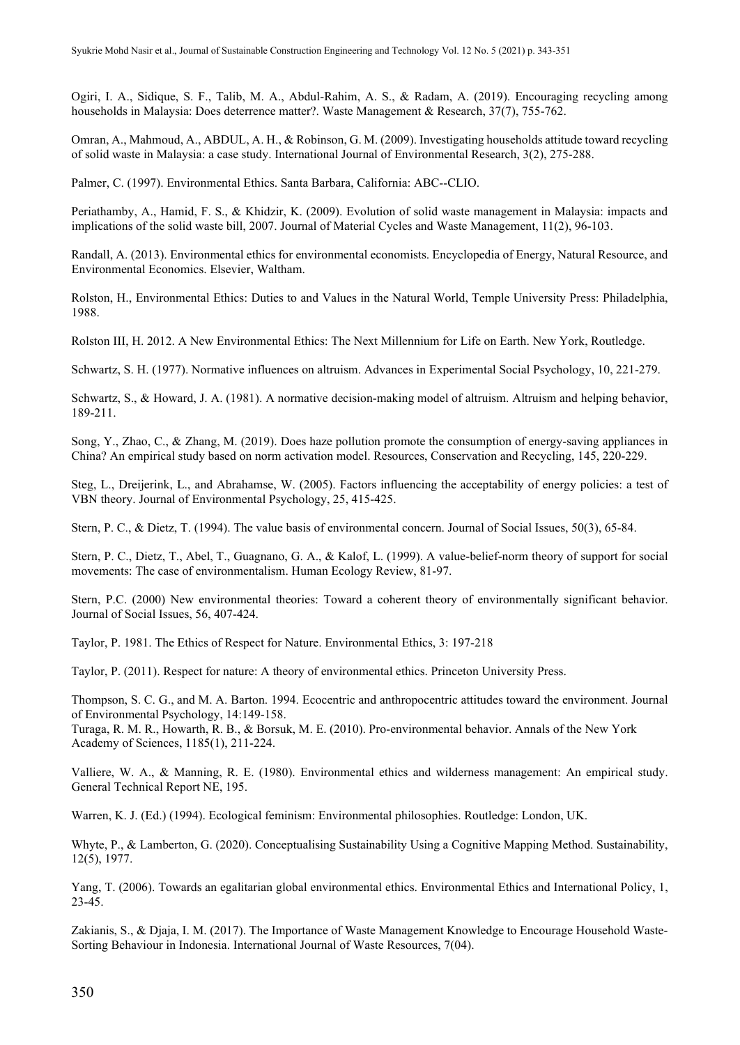Ogiri, I. A., Sidique, S. F., Talib, M. A., Abdul-Rahim, A. S., & Radam, A. (2019). Encouraging recycling among households in Malaysia: Does deterrence matter?. Waste Management & Research, 37(7), 755-762.

Omran, A., Mahmoud, A., ABDUL, A. H., & Robinson, G. M. (2009). Investigating households attitude toward recycling of solid waste in Malaysia: a case study. International Journal of Environmental Research, 3(2), 275-288.

Palmer, C. (1997). Environmental Ethics. Santa Barbara, California: ABC--CLIO.

Periathamby, A., Hamid, F. S., & Khidzir, K. (2009). Evolution of solid waste management in Malaysia: impacts and implications of the solid waste bill, 2007. Journal of Material Cycles and Waste Management, 11(2), 96-103.

Randall, A. (2013). Environmental ethics for environmental economists. Encyclopedia of Energy, Natural Resource, and Environmental Economics. Elsevier, Waltham.

Rolston, H., Environmental Ethics: Duties to and Values in the Natural World, Temple University Press: Philadelphia, 1988.

Rolston III, H. 2012. A New Environmental Ethics: The Next Millennium for Life on Earth. New York, Routledge.

Schwartz, S. H. (1977). Normative influences on altruism. Advances in Experimental Social Psychology, 10, 221-279.

Schwartz, S., & Howard, J. A. (1981). A normative decision-making model of altruism. Altruism and helping behavior, 189-211.

Song, Y., Zhao, C., & Zhang, M. (2019). Does haze pollution promote the consumption of energy-saving appliances in China? An empirical study based on norm activation model. Resources, Conservation and Recycling, 145, 220-229.

Steg, L., Dreijerink, L., and Abrahamse, W. (2005). Factors influencing the acceptability of energy policies: a test of VBN theory. Journal of Environmental Psychology, 25, 415-425.

Stern, P. C., & Dietz, T. (1994). The value basis of environmental concern. Journal of Social Issues, 50(3), 65-84.

Stern, P. C., Dietz, T., Abel, T., Guagnano, G. A., & Kalof, L. (1999). A value-belief-norm theory of support for social movements: The case of environmentalism. Human Ecology Review, 81-97.

Stern, P.C. (2000) New environmental theories: Toward a coherent theory of environmentally significant behavior. Journal of Social Issues, 56, 407-424.

Taylor, P. 1981. The Ethics of Respect for Nature. Environmental Ethics, 3: 197-218

Taylor, P. (2011). Respect for nature: A theory of environmental ethics. Princeton University Press.

Thompson, S. C. G., and M. A. Barton. 1994. Ecocentric and anthropocentric attitudes toward the environment. Journal of Environmental Psychology, 14:149-158.

Turaga, R. M. R., Howarth, R. B., & Borsuk, M. E. (2010). Pro-environmental behavior. Annals of the New York Academy of Sciences, 1185(1), 211-224.

Valliere, W. A., & Manning, R. E. (1980). Environmental ethics and wilderness management: An empirical study. General Technical Report NE, 195.

Warren, K. J. (Ed.) (1994). Ecological feminism: Environmental philosophies. Routledge: London, UK.

Whyte, P., & Lamberton, G. (2020). Conceptualising Sustainability Using a Cognitive Mapping Method. Sustainability, 12(5), 1977.

Yang, T. (2006). Towards an egalitarian global environmental ethics. Environmental Ethics and International Policy, 1, 23-45.

Zakianis, S., & Djaja, I. M. (2017). The Importance of Waste Management Knowledge to Encourage Household Waste-Sorting Behaviour in Indonesia. International Journal of Waste Resources, 7(04).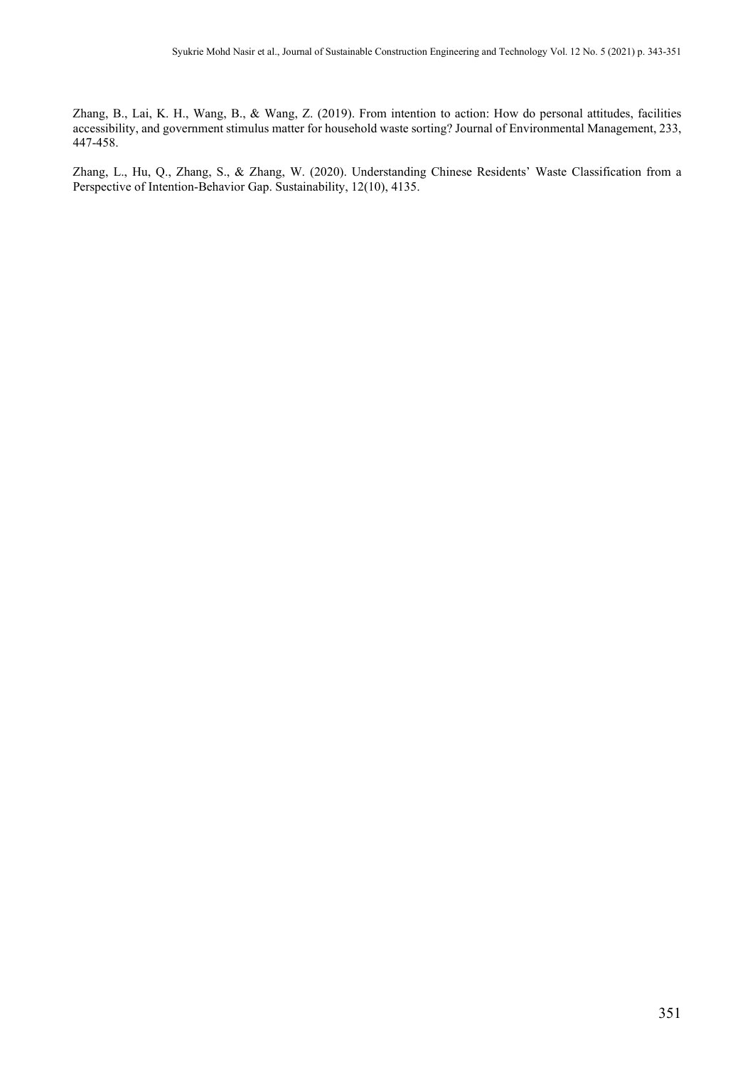Zhang, B., Lai, K. H., Wang, B., & Wang, Z. (2019). From intention to action: How do personal attitudes, facilities accessibility, and government stimulus matter for household waste sorting? Journal of Environmental Management, 233, 447-458.

Zhang, L., Hu, Q., Zhang, S., & Zhang, W. (2020). Understanding Chinese Residents' Waste Classification from a Perspective of Intention-Behavior Gap. Sustainability, 12(10), 4135.